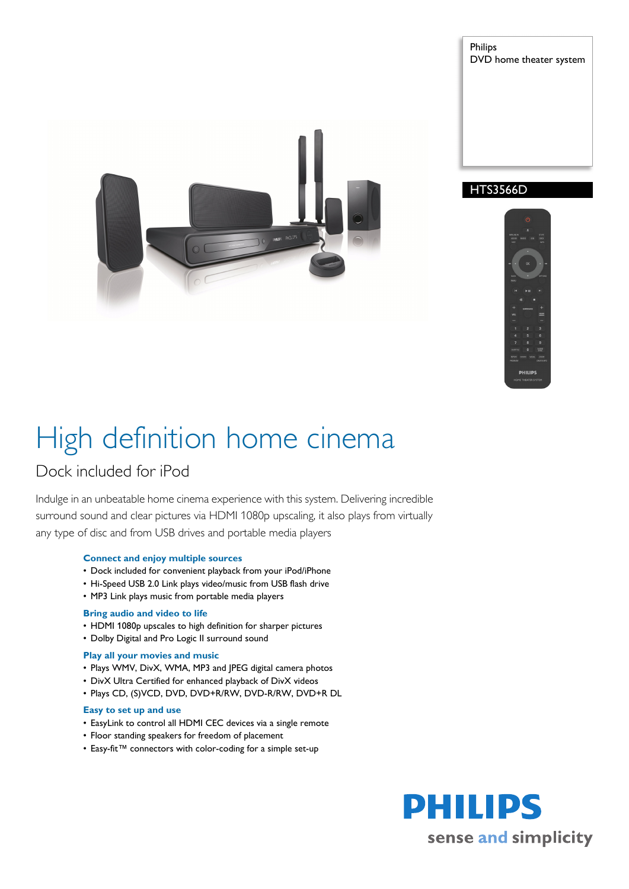Philips
DVD home theater system

HTS3566D

# High definition home cinema

## Dock included for iPod

Indulge in an unbeatable home cinema experience with this system. Delivering incredible surround sound and clear pictures via HDMI 1080p upscaling, it also plays from virtually any type of disc and from USB drives and portable media players

### Connect and enjoy multiple sources

- Dock included for convenient playback from your iPod/iPhone
- Hi-Speed USB 2.0 Link plays video/music from USB flash drive
- MP3 Link plays music from portable media players

### Bring audio and video to life

- HDMI 1080p upscales to high definition for sharper pictures
- Dolby Digital and Pro Logic II surround sound

### Play all your movies and music

- Plays WMV, DivX, WMA, MP3 and JPEG digital camera photos
- DivX Ultra Certified for enhanced playback of DivX videos
- Plays CD, (S)VCD, DVD, DVD+R/RW, DVD-R/RW, DVD+R DL

### Easy to set up and use

- EasyLink to control all HDMI CEC devices via a single remote
- Floor standing speakers for freedom of placement
- Easy-fit™ connectors with color-coding for a simple set-up

PHILIPS
sense and simplicity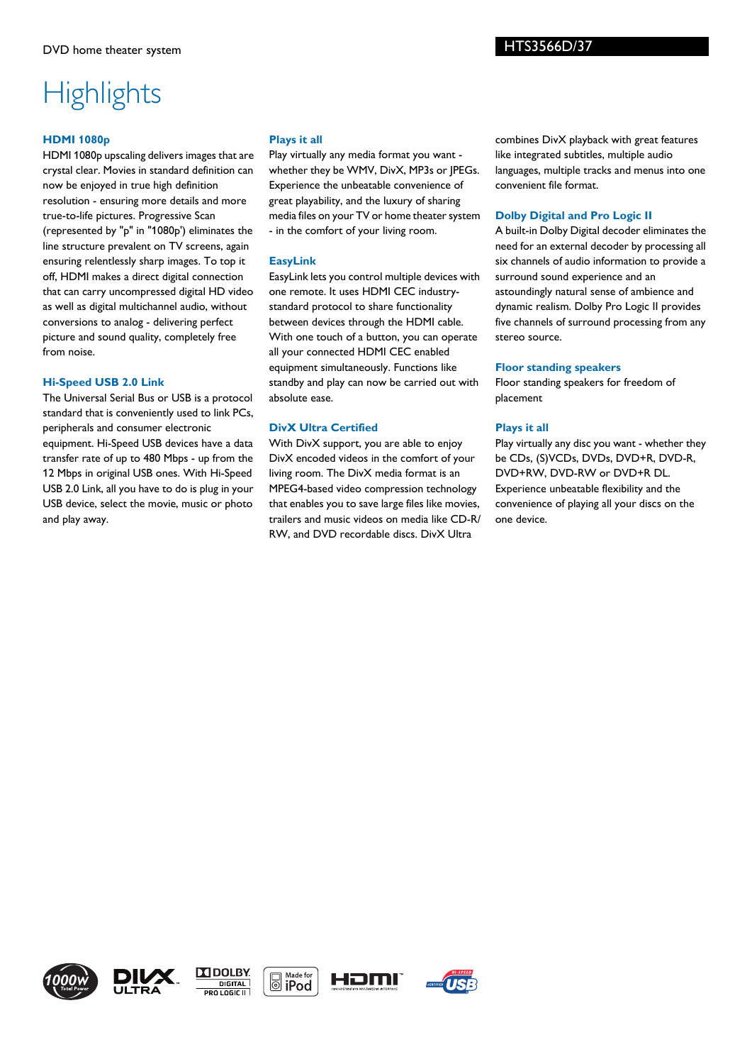# Highlights

### HDMI 1080p

HDMI 1080p upscaling delivers images that are crystal clear. Movies in standard definition can now be enjoyed in true high definition resolution - ensuring more details and more true-to-life pictures. Progressive Scan (represented by "p" in "1080p') eliminates the line structure prevalent on TV screens, again ensuring relentlessly sharp images. To top it off, HDMI makes a direct digital connection that can carry uncompressed digital HD video as well as digital multichannel audio, without conversions to analog - delivering perfect picture and sound quality, completely free from noise.

### Hi-Speed USB 2.0 Link

The Universal Serial Bus or USB is a protocol standard that is conveniently used to link PCs, peripherals and consumer electronic equipment. Hi-Speed USB devices have a data transfer rate of up to 480 Mbps - up from the 12 Mbps in original USB ones. With Hi-Speed USB 2.0 Link, all you have to do is plug in your USB device, select the movie, music or photo and play away.

### Plays it all

Play virtually any media format you want - whether they be WMV, DivX, MP3s or JPEGs. Experience the unbeatable convenience of great playability, and the luxury of sharing media files on your TV or home theater system - in the comfort of your living room.

### EasyLink

EasyLink lets you control multiple devices with one remote. It uses HDMI CEC industry-standard protocol to share functionality between devices through the HDMI cable. With one touch of a button, you can operate all your connected HDMI CEC enabled equipment simultaneously. Functions like standby and play can now be carried out with absolute ease.

### DivX Ultra Certified

With DivX support, you are able to enjoy DivX encoded videos in the comfort of your living room. The DivX media format is an MPEG4-based video compression technology that enables you to save large files like movies, trailers and music videos on media like CD-R/RW, and DVD recordable discs. DivX Ultra combines DivX playback with great features like integrated subtitles, multiple audio languages, multiple tracks and menus into one convenient file format.

### Dolby Digital and Pro Logic II

A built-in Dolby Digital decoder eliminates the need for an external decoder by processing all six channels of audio information to provide a surround sound experience and an astoundingly natural sense of ambience and dynamic realism. Dolby Pro Logic II provides five channels of surround processing from any stereo source.

### Floor standing speakers

Floor standing speakers for freedom of placement

### Plays it all

Play virtually any disc you want - whether they be CDs, (S)VCDs, DVDs, DVD+R, DVD-R, DVD+RW, DVD-RW or DVD+R DL. Experience unbeatable flexibility and the convenience of playing all your discs on the one device.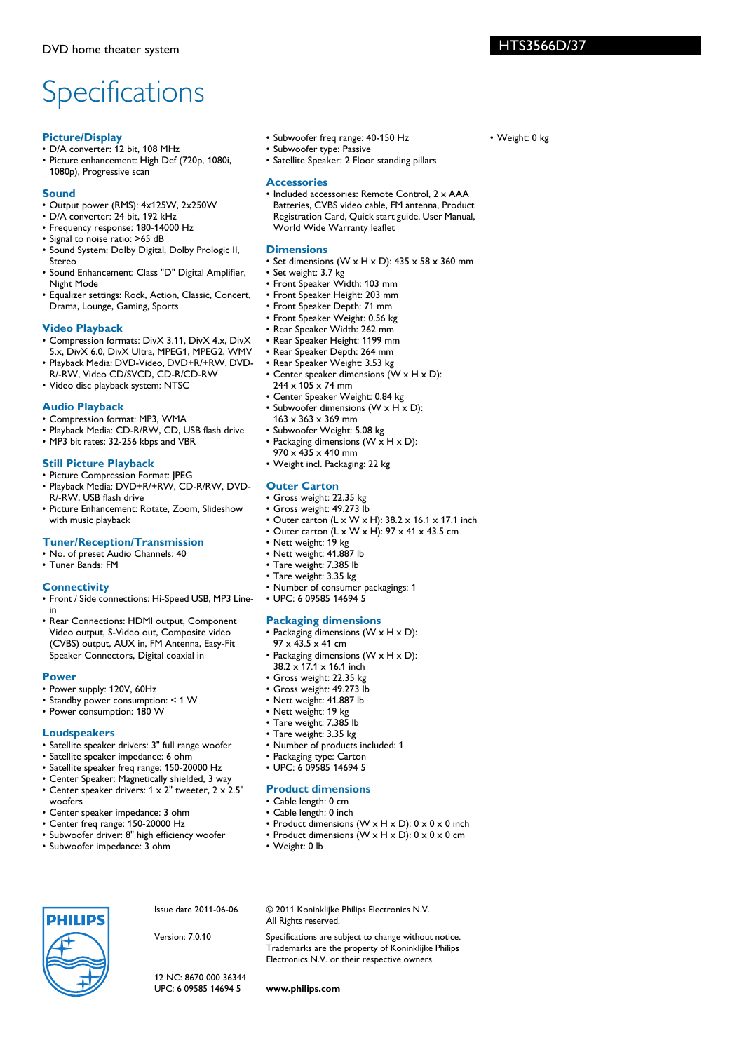DVD home theater system

HTS3566D/37

# Specifications

## Picture/Display

- D/A converter: 12 bit, 108 MHz
- Picture enhancement: High Def (720p, 1080i, 1080p), Progressive scan

## Sound

- Output power (RMS): 4x125W, 2x250W
- D/A converter: 24 bit, 192 kHz
- Frequency response: 180-14000 Hz
- Signal to noise ratio: >65 dB
- Sound System: Dolby Digital, Dolby Prologic II, Stereo
- Sound Enhancement: Class "D" Digital Amplifier, Night Mode
- Equalizer settings: Rock, Action, Classic, Concert, Drama, Lounge, Gaming, Sports

## Video Playback

- Compression formats: DivX 3.11, DivX 4.x, DivX 5.x, DivX 6.0, DivX Ultra, MPEG1, MPEG2, WMV
- Playback Media: DVD-Video, DVD+R/+RW, DVD-R/-RW, Video CD/SVCD, CD-R/CD-RW
- Video disc playback system: NTSC

## Audio Playback

- Compression format: MP3, WMA
- Playback Media: CD-R/RW, CD, USB flash drive
- MP3 bit rates: 32-256 kbps and VBR

## Still Picture Playback

- Picture Compression Format: JPEG
- Playback Media: DVD+R/+RW, CD-R/RW, DVD-R/-RW, USB flash drive
- Picture Enhancement: Rotate, Zoom, Slideshow with music playback

## Tuner/Reception/Transmission

- No. of preset Audio Channels: 40
- Tuner Bands: FM

## Connectivity

- Front / Side connections: Hi-Speed USB, MP3 Line-in
- Rear Connections: HDMI output, Component Video output, S-Video out, Composite video (CVBS) output, AUX in, FM Antenna, Easy-Fit Speaker Connectors, Digital coaxial in

## Power

- Power supply: 120V, 60Hz
- Standby power consumption: < 1 W
- Power consumption: 180 W

## Loudspeakers

- Satellite speaker drivers: 3" full range woofer
- Satellite speaker impedance: 6 ohm
- Satellite speaker freq range: 150-20000 Hz
- Center Speaker: Magnetically shielded, 3 way
- Center speaker drivers: 1 x 2" tweeter, 2 x 2.5" woofers
- Center speaker impedance: 3 ohm
- Center freq range: 150-20000 Hz
- Subwoofer driver: 8" high efficiency woofer
- Subwoofer impedance: 3 ohm
- Subwoofer freq range: 40-150 Hz
- Subwoofer type: Passive
- Satellite Speaker: 2 Floor standing pillars

## Accessories

- Included accessories: Remote Control, 2 x AAA Batteries, CVBS video cable, FM antenna, Product Registration Card, Quick start guide, User Manual, World Wide Warranty leaflet

## Dimensions

- Set dimensions (W x H x D): 435 x 58 x 360 mm
- Set weight: 3.7 kg
- Front Speaker Width: 103 mm
- Front Speaker Height: 203 mm
- Front Speaker Depth: 71 mm
- Front Speaker Weight: 0.56 kg
- Rear Speaker Width: 262 mm
- Rear Speaker Height: 1199 mm
- Rear Speaker Depth: 264 mm
- Rear Speaker Weight: 3.53 kg
- Center speaker dimensions (W x H x D): 244 x 105 x 74 mm
- Center Speaker Weight: 0.84 kg
- Subwoofer dimensions (W x H x D): 163 x 363 x 369 mm
- Subwoofer Weight: 5.08 kg
- Packaging dimensions (W x H x D): 970 x 435 x 410 mm
- Weight incl. Packaging: 22 kg

## Outer Carton

- Gross weight: 22.35 kg
- Gross weight: 49.273 lb
- Outer carton (L x W x H): 38.2 x 16.1 x 17.1 inch
- Outer carton (L x W x H): 97 x 41 x 43.5 cm
- Nett weight: 19 kg
- Nett weight: 41.887 lb
- Tare weight: 7.385 lb
- Tare weight: 3.35 kg
- Number of consumer packagings: 1
- UPC: 6 09585 14694 5

## Packaging dimensions

- Packaging dimensions (W x H x D): 97 x 43.5 x 41 cm
- Packaging dimensions (W x H x D): 38.2 x 17.1 x 16.1 inch
- Gross weight: 22.35 kg
- Gross weight: 49.273 lb
- Nett weight: 41.887 lb
- Nett weight: 19 kg
- Tare weight: 7.385 lb
- Tare weight: 3.35 kg
- Number of products included: 1
- Packaging type: Carton
- UPC: 6 09585 14694 5

## Product dimensions

- Cable length: 0 cm
- Cable length: 0 inch
- Product dimensions (W x H x D): 0 x 0 x 0 inch
- Product dimensions (W x H x D): 0 x 0 x 0 cm
- Weight: 0 lb
- Weight: 0 kg

Issue date 2011-06-06

Version: 7.0.10

12 NC: 8670 000 36344
UPC: 6 09585 14694 5

© 2011 Koninklijke Philips Electronics N.V.
All Rights reserved.

Specifications are subject to change without notice. Trademarks are the property of Koninklijke Philips Electronics N.V. or their respective owners.

www.philips.com